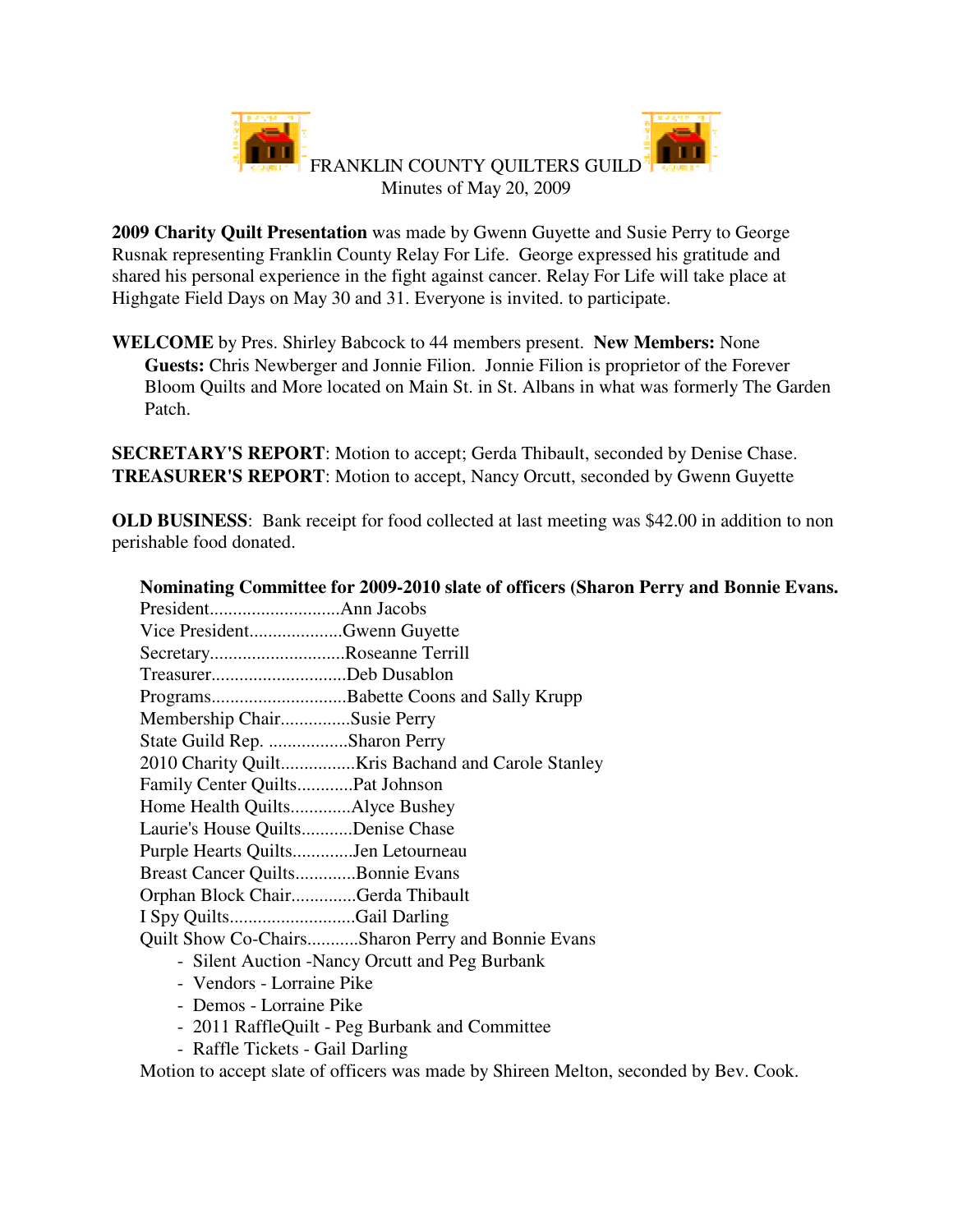# FRANKLIN COUNTY QUILTERS GUILD

Minutes of May 20, 2009

**2009 Charity Quilt Presentation** was made by Gwenn Guyette and Susie Perry to George Rusnak representing Franklin County Relay For Life. George expressed his gratitude and shared his personal experience in the fight against cancer. Relay For Life will take place at Highgate Field Days on May 30 and 31. Everyone is invited. to participate.

**WELCOME** by Pres. Shirley Babcock to 44 members present. **New Members:** None
**Guests:** Chris Newberger and Jonnie Filion. Jonnie Filion is proprietor of the Forever Bloom Quilts and More located on Main St. in St. Albans in what was formerly The Garden Patch.

**SECRETARY'S REPORT**: Motion to accept; Gerda Thibault, seconded by Denise Chase.
**TREASURER'S REPORT**: Motion to accept, Nancy Orcutt, seconded by Gwenn Guyette

**OLD BUSINESS**: Bank receipt for food collected at last meeting was $42.00 in addition to non perishable food donated.

**Nominating Committee for 2009-2010 slate of officers (Sharon Perry and Bonnie Evans.**

President............................Ann Jacobs
Vice President....................Gwenn Guyette
Secretary.............................Roseanne Terrill
Treasurer.............................Deb Dusablon
Programs.............................Babette Coons and Sally Krupp
Membership Chair...............Susie Perry
State Guild Rep. .................Sharon Perry
2010 Charity Quilt................Kris Bachand and Carole Stanley
Family Center Quilts............Pat Johnson
Home Health Quilts.............Alyce Bushey
Laurie's House Quilts...........Denise Chase
Purple Hearts Quilts.............Jen Letourneau
Breast Cancer Quilts.............Bonnie Evans
Orphan Block Chair.............Gerda Thibault
I Spy Quilts...........................Gail Darling
Quilt Show Co-Chairs...........Sharon Perry and Bonnie Evans

- Silent Auction -Nancy Orcutt and Peg Burbank
- Vendors - Lorraine Pike
- Demos - Lorraine Pike
- 2011 RaffleQuilt - Peg Burbank and Committee
- Raffle Tickets - Gail Darling

Motion to accept slate of officers was made by Shireen Melton, seconded by Bev. Cook.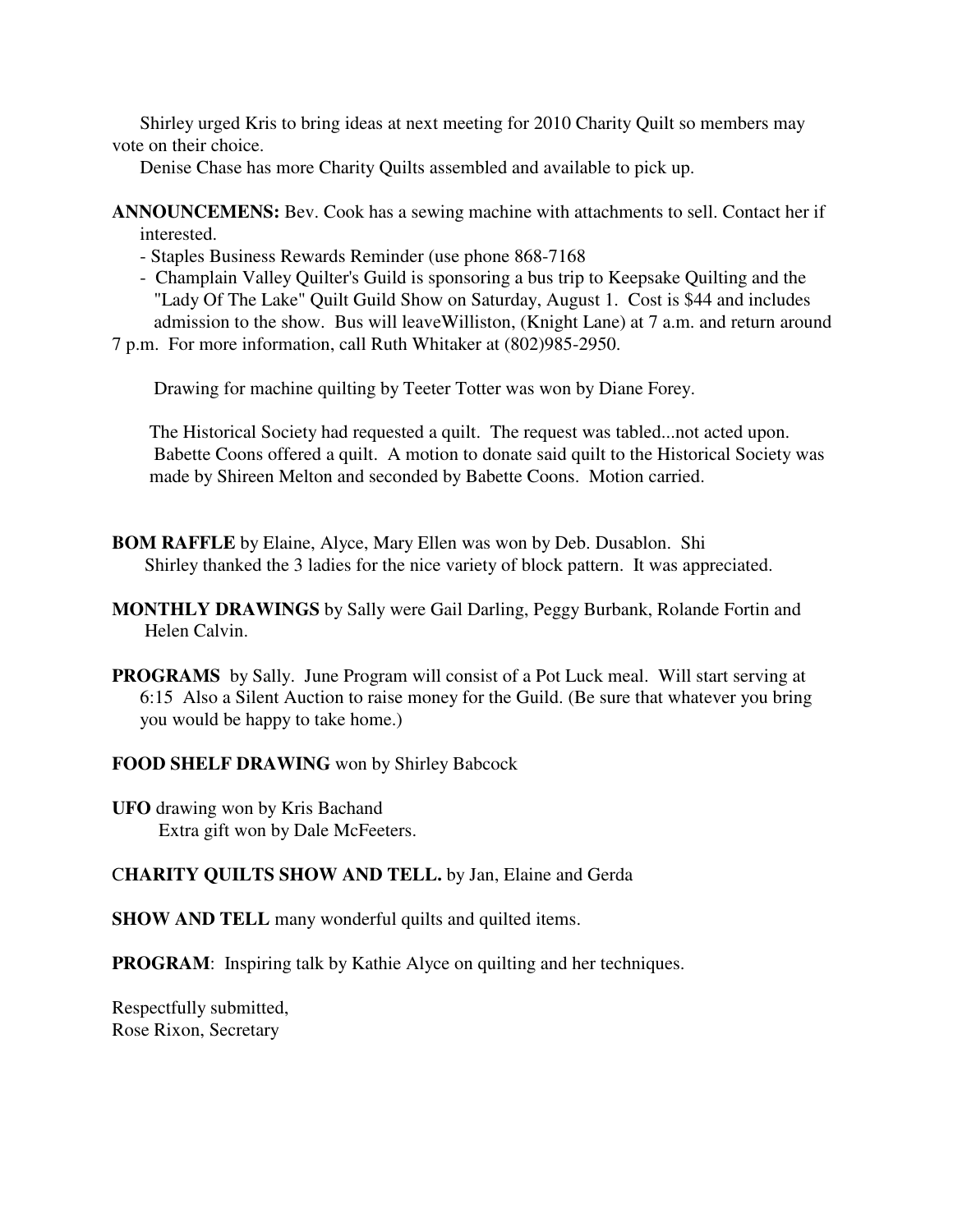Shirley urged Kris to bring ideas at next meeting for 2010 Charity Quilt so members may vote on their choice.

Denise Chase has more Charity Quilts assembled and available to pick up.

**ANNOUNCEMENS:** Bev. Cook has a sewing machine with attachments to sell. Contact her if interested.

- Staples Business Rewards Reminder (use phone 868-7168
- Champlain Valley Quilter's Guild is sponsoring a bus trip to Keepsake Quilting and the "Lady Of The Lake" Quilt Guild Show on Saturday, August 1. Cost is $44 and includes admission to the show. Bus will leaveWilliston, (Knight Lane) at 7 a.m. and return around 7 p.m. For more information, call Ruth Whitaker at (802)985-2950.

Drawing for machine quilting by Teeter Totter was won by Diane Forey.

The Historical Society had requested a quilt. The request was tabled...not acted upon. Babette Coons offered a quilt. A motion to donate said quilt to the Historical Society was made by Shireen Melton and seconded by Babette Coons. Motion carried.

**BOM RAFFLE** by Elaine, Alyce, Mary Ellen was won by Deb. Dusablon. Shi Shirley thanked the 3 ladies for the nice variety of block pattern. It was appreciated.

**MONTHLY DRAWINGS** by Sally were Gail Darling, Peggy Burbank, Rolande Fortin and Helen Calvin.

**PROGRAMS** by Sally. June Program will consist of a Pot Luck meal. Will start serving at 6:15 Also a Silent Auction to raise money for the Guild. (Be sure that whatever you bring you would be happy to take home.)

**FOOD SHELF DRAWING** won by Shirley Babcock

**UFO** drawing won by Kris Bachand
Extra gift won by Dale McFeeters.

C**HARITY QUILTS SHOW AND TELL.** by Jan, Elaine and Gerda

**SHOW AND TELL** many wonderful quilts and quilted items.

**PROGRAM**: Inspiring talk by Kathie Alyce on quilting and her techniques.

Respectfully submitted,
Rose Rixon, Secretary